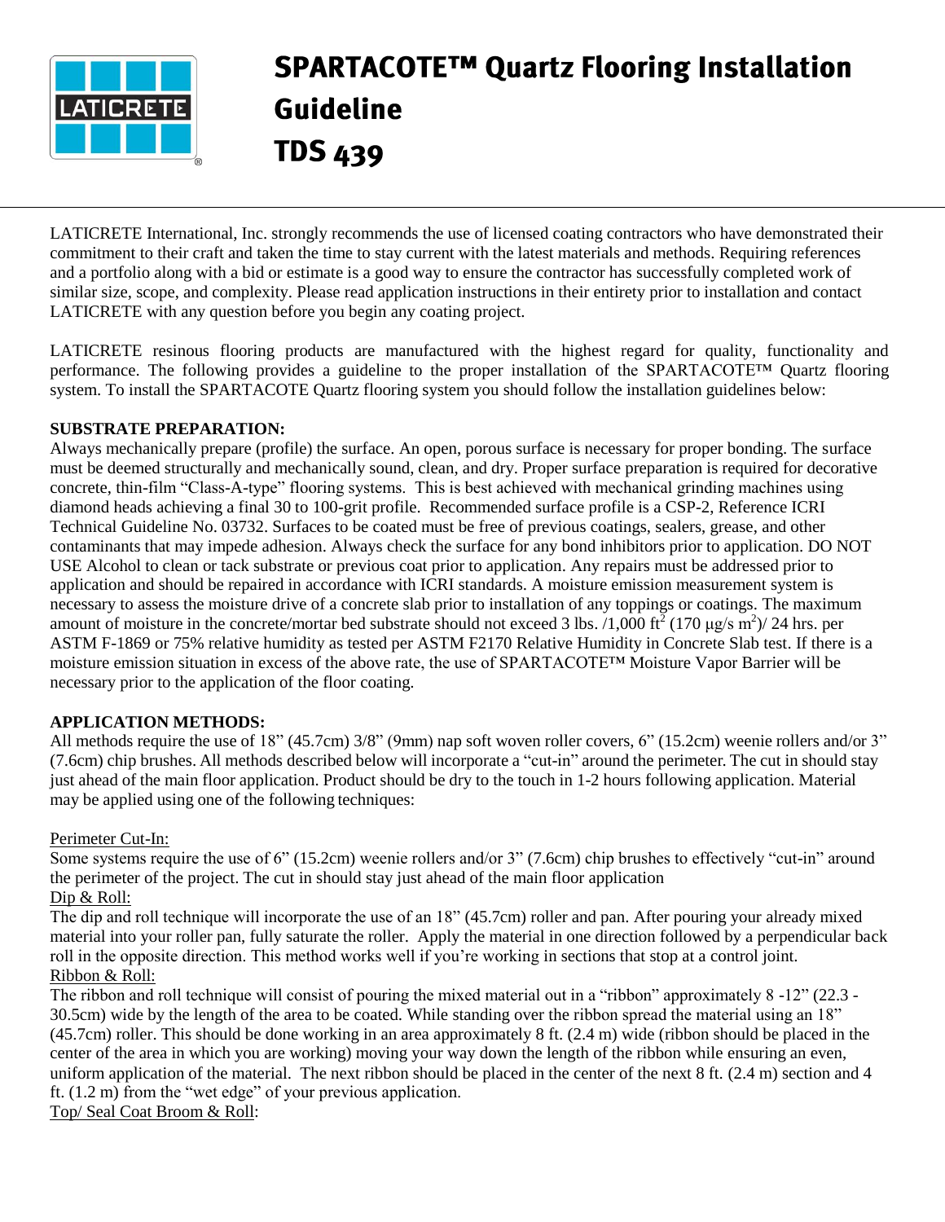# SPARTACOTE™ Quartz Flooring Installation Guideline

# TDS 439

LATICRETE International, Inc. strongly recommends the use of licensed coating contractors who have demonstrated their commitment to their craft and taken the time to stay current with the latest materials and methods. Requiring references and a portfolio along with a bid or estimate is a good way to ensure the contractor has successfully completed work of similar size, scope, and complexity. Please read application instructions in their entirety prior to installation and contact LATICRETE with any question before you begin any coating project.

LATICRETE resinous flooring products are manufactured with the highest regard for quality, functionality and performance. The following provides a guideline to the proper installation of the SPARTACOTE™ Quartz flooring system. To install the SPARTACOTE Quartz flooring system you should follow the installation guidelines below:

**SUBSTRATE PREPARATION:**

Always mechanically prepare (profile) the surface. An open, porous surface is necessary for proper bonding. The surface must be deemed structurally and mechanically sound, clean, and dry. Proper surface preparation is required for decorative concrete, thin-film "Class-A-type" flooring systems. This is best achieved with mechanical grinding machines using diamond heads achieving a final 30 to 100-grit profile. Recommended surface profile is a CSP-2, Reference ICRI Technical Guideline No. 03732. Surfaces to be coated must be free of previous coatings, sealers, grease, and other contaminants that may impede adhesion. Always check the surface for any bond inhibitors prior to application. DO NOT USE Alcohol to clean or tack substrate or previous coat prior to application. Any repairs must be addressed prior to application and should be repaired in accordance with ICRI standards. A moisture emission measurement system is necessary to assess the moisture drive of a concrete slab prior to installation of any toppings or coatings. The maximum amount of moisture in the concrete/mortar bed substrate should not exceed 3 lbs. /1,000 $ft^2$ (170 μg/s $m^2$)/ 24 hrs. per ASTM F-1869 or 75% relative humidity as tested per ASTM F2170 Relative Humidity in Concrete Slab test. If there is a moisture emission situation in excess of the above rate, the use of SPARTACOTE™ Moisture Vapor Barrier will be necessary prior to the application of the floor coating.

**APPLICATION METHODS:**

All methods require the use of 18" (45.7cm) 3/8" (9mm) nap soft woven roller covers, 6" (15.2cm) weenie rollers and/or 3" (7.6cm) chip brushes. All methods described below will incorporate a "cut-in" around the perimeter. The cut in should stay just ahead of the main floor application. Product should be dry to the touch in 1-2 hours following application. Material may be applied using one of the following techniques:

<u>Perimeter Cut-In:</u>
Some systems require the use of 6" (15.2cm) weenie rollers and/or 3" (7.6cm) chip brushes to effectively "cut-in" around the perimeter of the project. The cut in should stay just ahead of the main floor application

<u>Dip & Roll:</u>
The dip and roll technique will incorporate the use of an 18" (45.7cm) roller and pan. After pouring your already mixed material into your roller pan, fully saturate the roller. Apply the material in one direction followed by a perpendicular back roll in the opposite direction. This method works well if you're working in sections that stop at a control joint.

<u>Ribbon & Roll:</u>
The ribbon and roll technique will consist of pouring the mixed material out in a "ribbon" approximately 8 -12" (22.3 - 30.5cm) wide by the length of the area to be coated. While standing over the ribbon spread the material using an 18" (45.7cm) roller. This should be done working in an area approximately 8 ft. (2.4 m) wide (ribbon should be placed in the center of the area in which you are working) moving your way down the length of the ribbon while ensuring an even, uniform application of the material. The next ribbon should be placed in the center of the next 8 ft. (2.4 m) section and 4 ft. (1.2 m) from the "wet edge" of your previous application.

<u>Top/ Seal Coat Broom & Roll</u>: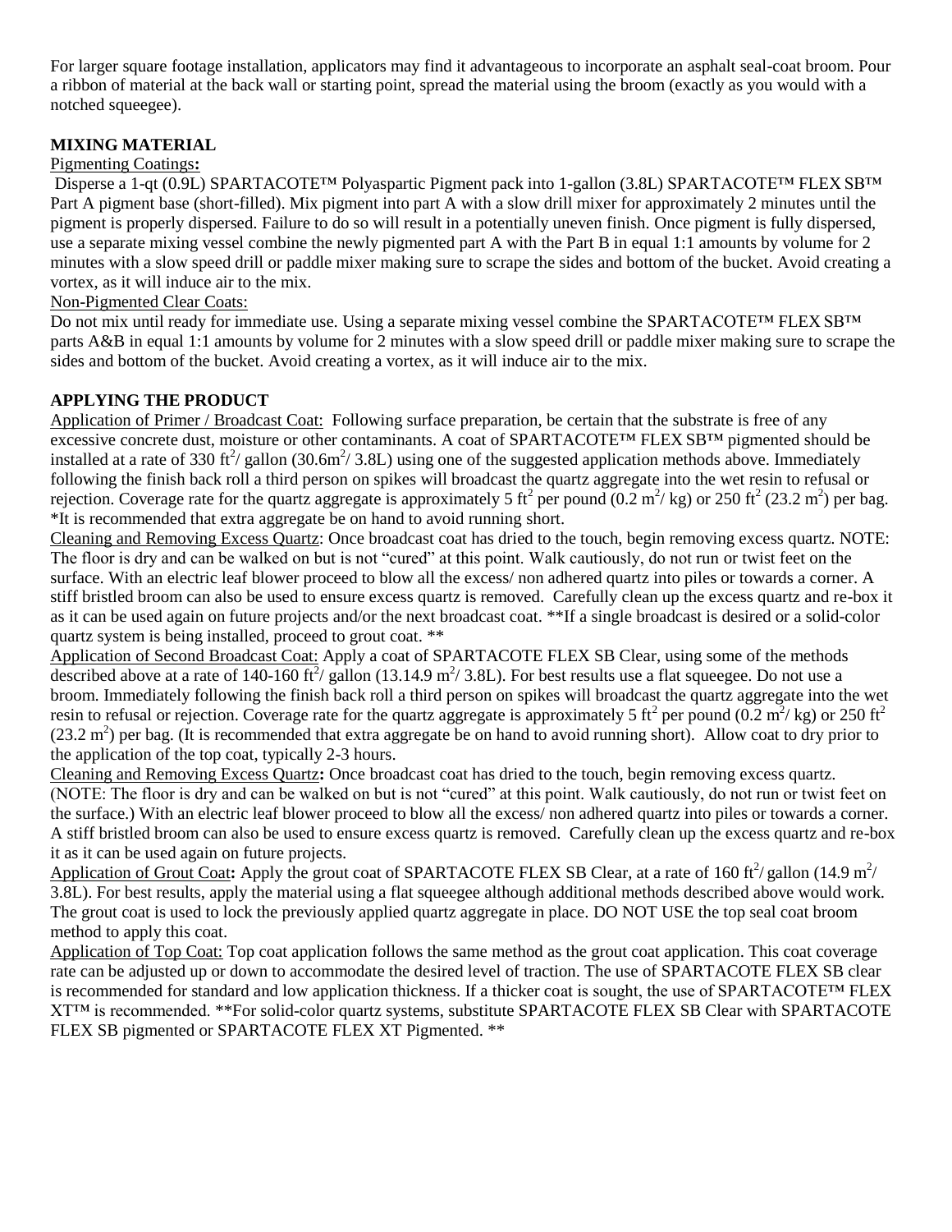For larger square footage installation, applicators may find it advantageous to incorporate an asphalt seal-coat broom. Pour a ribbon of material at the back wall or starting point, spread the material using the broom (exactly as you would with a notched squeegee).

## MIXING MATERIAL

Pigmenting Coatings**:**

Disperse a 1-qt (0.9L) SPARTACOTE™ Polyaspartic Pigment pack into 1-gallon (3.8L) SPARTACOTE™ FLEX SB™ Part A pigment base (short-filled). Mix pigment into part A with a slow drill mixer for approximately 2 minutes until the pigment is properly dispersed. Failure to do so will result in a potentially uneven finish. Once pigment is fully dispersed, use a separate mixing vessel combine the newly pigmented part A with the Part B in equal 1:1 amounts by volume for 2 minutes with a slow speed drill or paddle mixer making sure to scrape the sides and bottom of the bucket. Avoid creating a vortex, as it will induce air to the mix.

Non-Pigmented Clear Coats:

Do not mix until ready for immediate use. Using a separate mixing vessel combine the SPARTACOTE™ FLEX SB™ parts A&B in equal 1:1 amounts by volume for 2 minutes with a slow speed drill or paddle mixer making sure to scrape the sides and bottom of the bucket. Avoid creating a vortex, as it will induce air to the mix.

## APPLYING THE PRODUCT

Application of Primer / Broadcast Coat: Following surface preparation, be certain that the substrate is free of any excessive concrete dust, moisture or other contaminants. A coat of SPARTACOTE™ FLEX SB™ pigmented should be installed at a rate of 330 $ft^2$/ gallon (30.6$m^2$/ 3.8L) using one of the suggested application methods above. Immediately following the finish back roll a third person on spikes will broadcast the quartz aggregate into the wet resin to refusal or rejection. Coverage rate for the quartz aggregate is approximately 5 $ft^2$ per pound (0.2 $m^2$/ kg) or 250 $ft^2$ (23.2 $m^2$) per bag. *It is recommended that extra aggregate be on hand to avoid running short.

Cleaning and Removing Excess Quartz: Once broadcast coat has dried to the touch, begin removing excess quartz. NOTE: The floor is dry and can be walked on but is not "cured" at this point. Walk cautiously, do not run or twist feet on the surface. With an electric leaf blower proceed to blow all the excess/ non adhered quartz into piles or towards a corner. A stiff bristled broom can also be used to ensure excess quartz is removed. Carefully clean up the excess quartz and re-box it as it can be used again on future projects and/or the next broadcast coat. **If a single broadcast is desired or a solid-color quartz system is being installed, proceed to grout coat. **

Application of Second Broadcast Coat: Apply a coat of SPARTACOTE FLEX SB Clear, using some of the methods described above at a rate of 140-160 $ft^2$/ gallon (13.14.9 $m^2$/ 3.8L). For best results use a flat squeegee. Do not use a broom. Immediately following the finish back roll a third person on spikes will broadcast the quartz aggregate into the wet resin to refusal or rejection. Coverage rate for the quartz aggregate is approximately 5 $ft^2$ per pound (0.2 $m^2$/ kg) or 250 $ft^2$ (23.2 $m^2$) per bag. (It is recommended that extra aggregate be on hand to avoid running short). Allow coat to dry prior to the application of the top coat, typically 2-3 hours.

Cleaning and Removing Excess Quartz**:** Once broadcast coat has dried to the touch, begin removing excess quartz. (NOTE: The floor is dry and can be walked on but is not "cured" at this point. Walk cautiously, do not run or twist feet on the surface.) With an electric leaf blower proceed to blow all the excess/ non adhered quartz into piles or towards a corner. A stiff bristled broom can also be used to ensure excess quartz is removed. Carefully clean up the excess quartz and re-box it as it can be used again on future projects.

Application of Grout Coat**:** Apply the grout coat of SPARTACOTE FLEX SB Clear, at a rate of 160 $ft^2$/ gallon (14.9 $m^2$/ 3.8L). For best results, apply the material using a flat squeegee although additional methods described above would work. The grout coat is used to lock the previously applied quartz aggregate in place. DO NOT USE the top seal coat broom method to apply this coat.

Application of Top Coat: Top coat application follows the same method as the grout coat application. This coat coverage rate can be adjusted up or down to accommodate the desired level of traction. The use of SPARTACOTE FLEX SB clear is recommended for standard and low application thickness. If a thicker coat is sought, the use of SPARTACOTE™ FLEX XT™ is recommended. **For solid-color quartz systems, substitute SPARTACOTE FLEX SB Clear with SPARTACOTE FLEX SB pigmented or SPARTACOTE FLEX XT Pigmented. **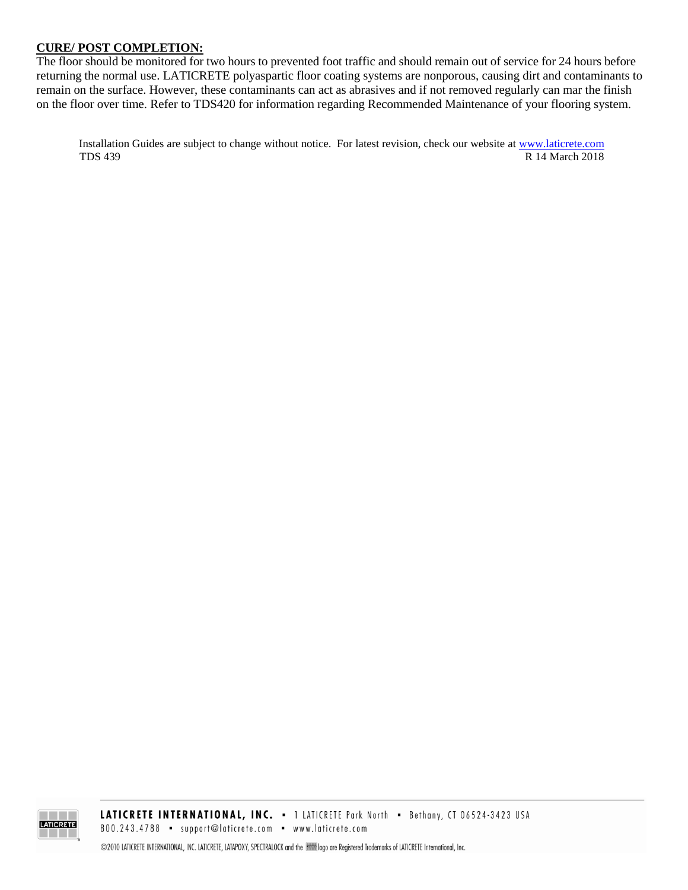**CURE/ POST COMPLETION:**

The floor should be monitored for two hours to prevented foot traffic and should remain out of service for 24 hours before returning the normal use. LATICRETE polyaspartic floor coating systems are nonporous, causing dirt and contaminants to remain on the surface. However, these contaminants can act as abrasives and if not removed regularly can mar the finish on the floor over time. Refer to TDS420 for information regarding Recommended Maintenance of your flooring system.

Installation Guides are subject to change without notice. For latest revision, check our website at www.laticrete.com

TDS 439 R 14 March 2018

**LATICRETE INTERNATIONAL, INC.** ▪ 1 LATICRETE Park North ▪ Bethany, CT 06524-3423 USA

800.243.4788 ▪ support@laticrete.com ▪ www.laticrete.com

©2010 LATICRETE INTERNATIONAL, INC. LATICRETE, LATAPOXY, SPECTRALOCK and the logo are Registered Trademarks of LATICRETE International, Inc.